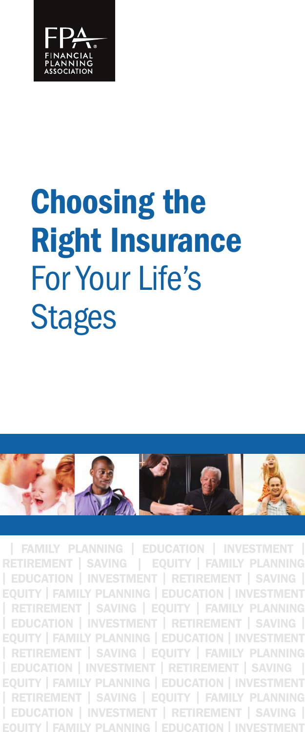FPA

FINANCIAL PLANNING ASSOCIATION

# Choosing the Right Insurance For Your Life's Stages

| FAMILY PLANNING | EDUCATION | INVESTMENT | RETIREMENT | SAVING | EQUITY | FAMILY PLANNING | EDUCATION | INVESTMENT | RETIREMENT | SAVING | EQUITY | FAMILY PLANNING | EDUCATION | INVESTMENT | RETIREMENT | SAVING | EQUITY | FAMILY PLANNING | EDUCATION | INVESTMENT | RETIREMENT | SAVING | EQUITY | FAMILY PLANNING | EDUCATION | INVESTMENT | RETIREMENT | SAVING | EQUITY | FAMILY PLANNING | EDUCATION | INVESTMENT | RETIREMENT | SAVING | EQUITY | FAMILY PLANNING | EDUCATION | INVESTMENT | RETIREMENT | SAVING | EQUITY | FAMILY PLANNING | EDUCATION | INVESTMENT | RETIREMENT | SAVING | EQUITY | FAMILY PLANNING | EDUCATION | INVESTMENT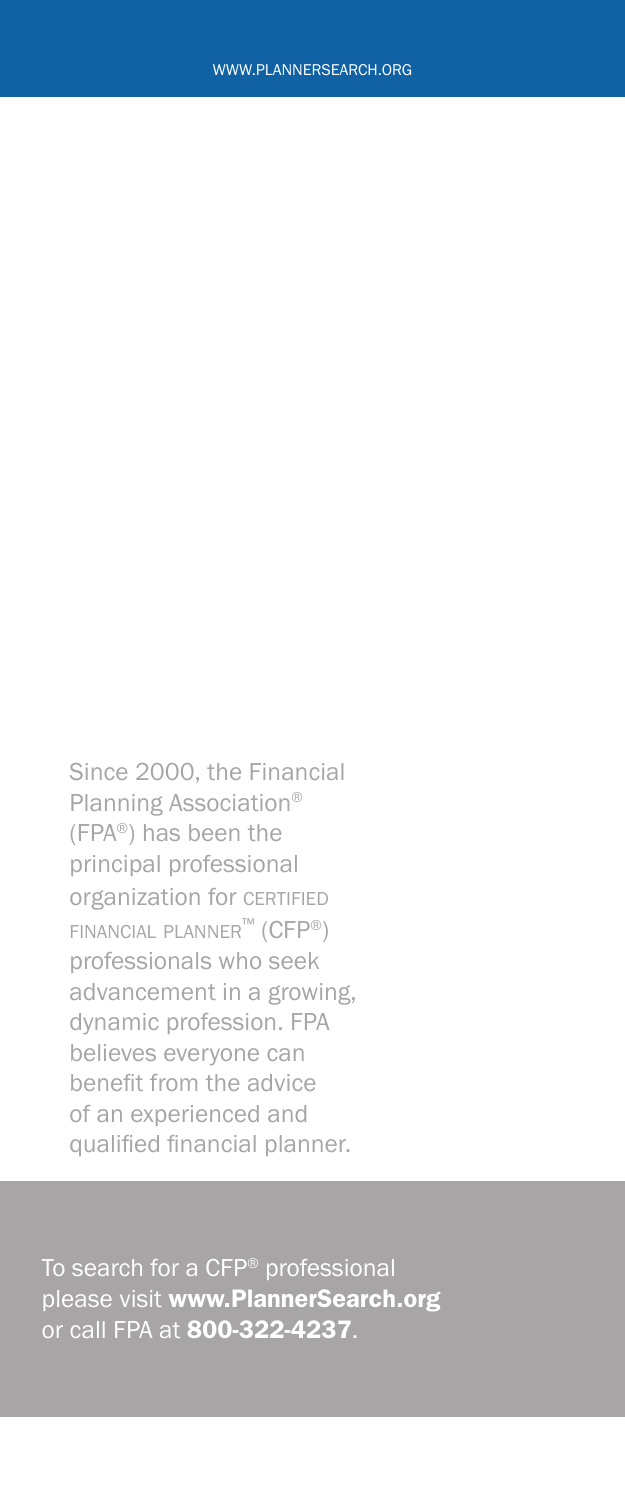WWW.PLANNERSEARCH.ORG

Since 2000, the Financial Planning Association® (FPA®) has been the principal professional organization for CERTIFIED FINANCIAL PLANNER™ (CFP®) professionals who seek advancement in a growing, dynamic profession. FPA believes everyone can benefit from the advice of an experienced and qualified financial planner.

To search for a CFP® professional please visit **www.PlannerSearch.org** or call FPA at **800-322-4237**.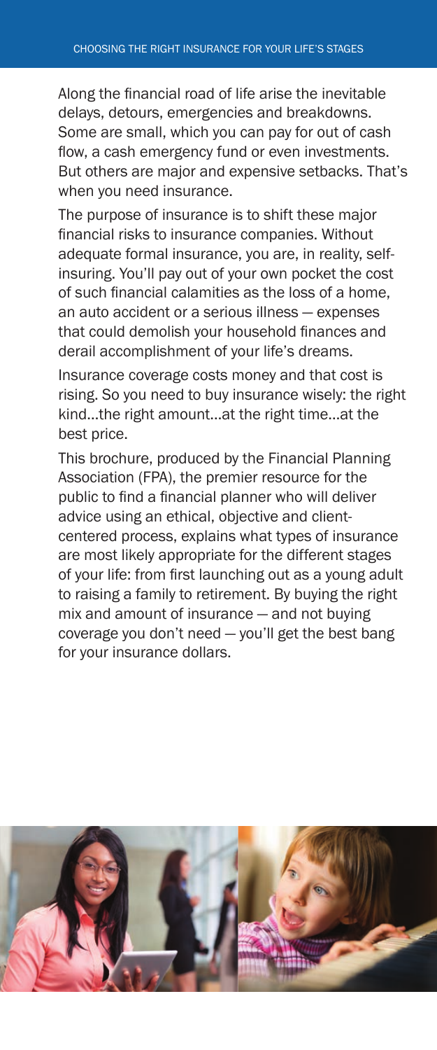Along the financial road of life arise the inevitable delays, detours, emergencies and breakdowns. Some are small, which you can pay for out of cash flow, a cash emergency fund or even investments. But others are major and expensive setbacks. That's when you need insurance.

The purpose of insurance is to shift these major financial risks to insurance companies. Without adequate formal insurance, you are, in reality, self-insuring. You'll pay out of your own pocket the cost of such financial calamities as the loss of a home, an auto accident or a serious illness — expenses that could demolish your household finances and derail accomplishment of your life's dreams.

Insurance coverage costs money and that cost is rising. So you need to buy insurance wisely: the right kind…the right amount…at the right time…at the best price.

This brochure, produced by the Financial Planning Association (FPA), the premier resource for the public to find a financial planner who will deliver advice using an ethical, objective and client-centered process, explains what types of insurance are most likely appropriate for the different stages of your life: from first launching out as a young adult to raising a family to retirement. By buying the right mix and amount of insurance — and not buying coverage you don't need — you'll get the best bang for your insurance dollars.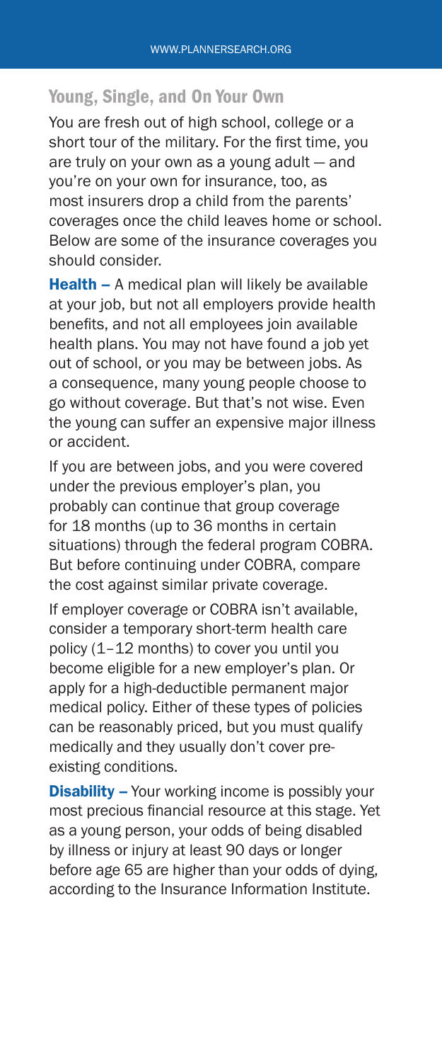## Young, Single, and On Your Own

You are fresh out of high school, college or a short tour of the military. For the first time, you are truly on your own as a young adult — and you're on your own for insurance, too, as most insurers drop a child from the parents' coverages once the child leaves home or school. Below are some of the insurance coverages you should consider.

**Health –** A medical plan will likely be available at your job, but not all employers provide health benefits, and not all employees join available health plans. You may not have found a job yet out of school, or you may be between jobs. As a consequence, many young people choose to go without coverage. But that's not wise. Even the young can suffer an expensive major illness or accident.

If you are between jobs, and you were covered under the previous employer's plan, you probably can continue that group coverage for 18 months (up to 36 months in certain situations) through the federal program COBRA. But before continuing under COBRA, compare the cost against similar private coverage.

If employer coverage or COBRA isn't available, consider a temporary short-term health care policy (1–12 months) to cover you until you become eligible for a new employer's plan. Or apply for a high-deductible permanent major medical policy. Either of these types of policies can be reasonably priced, but you must qualify medically and they usually don't cover pre-existing conditions.

**Disability –** Your working income is possibly your most precious financial resource at this stage. Yet as a young person, your odds of being disabled by illness or injury at least 90 days or longer before age 65 are higher than your odds of dying, according to the Insurance Information Institute.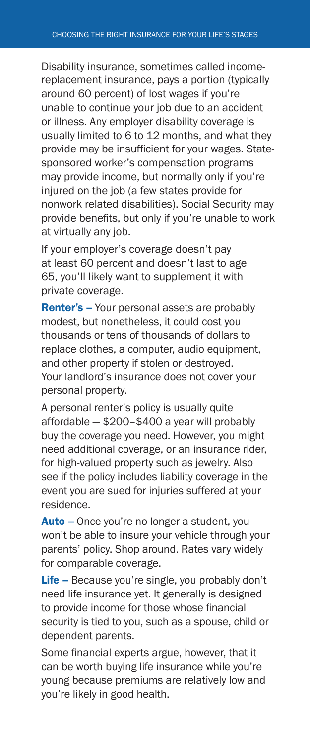Disability insurance, sometimes called income-replacement insurance, pays a portion (typically around 60 percent) of lost wages if you're unable to continue your job due to an accident or illness. Any employer disability coverage is usually limited to 6 to 12 months, and what they provide may be insufficient for your wages. State-sponsored worker's compensation programs may provide income, but normally only if you're injured on the job (a few states provide for nonwork related disabilities). Social Security may provide benefits, but only if you're unable to work at virtually any job.

If your employer's coverage doesn't pay at least 60 percent and doesn't last to age 65, you'll likely want to supplement it with private coverage.

**Renter's –** Your personal assets are probably modest, but nonetheless, it could cost you thousands or tens of thousands of dollars to replace clothes, a computer, audio equipment, and other property if stolen or destroyed. Your landlord's insurance does not cover your personal property.

A personal renter's policy is usually quite affordable — $200–$400 a year will probably buy the coverage you need. However, you might need additional coverage, or an insurance rider, for high-valued property such as jewelry. Also see if the policy includes liability coverage in the event you are sued for injuries suffered at your residence.

**Auto –** Once you're no longer a student, you won't be able to insure your vehicle through your parents' policy. Shop around. Rates vary widely for comparable coverage.

**Life –** Because you're single, you probably don't need life insurance yet. It generally is designed to provide income for those whose financial security is tied to you, such as a spouse, child or dependent parents.

Some financial experts argue, however, that it can be worth buying life insurance while you're young because premiums are relatively low and you're likely in good health.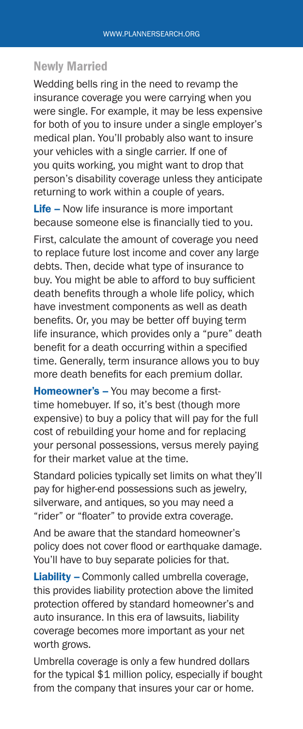## Newly Married

Wedding bells ring in the need to revamp the insurance coverage you were carrying when you were single. For example, it may be less expensive for both of you to insure under a single employer's medical plan. You'll probably also want to insure your vehicles with a single carrier. If one of you quits working, you might want to drop that person's disability coverage unless they anticipate returning to work within a couple of years.

**Life –** Now life insurance is more important because someone else is financially tied to you.

First, calculate the amount of coverage you need to replace future lost income and cover any large debts. Then, decide what type of insurance to buy. You might be able to afford to buy sufficient death benefits through a whole life policy, which have investment components as well as death benefits. Or, you may be better off buying term life insurance, which provides only a "pure" death benefit for a death occurring within a specified time. Generally, term insurance allows you to buy more death benefits for each premium dollar.

**Homeowner's –** You may become a first-time homebuyer. If so, it's best (though more expensive) to buy a policy that will pay for the full cost of rebuilding your home and for replacing your personal possessions, versus merely paying for their market value at the time.

Standard policies typically set limits on what they'll pay for higher-end possessions such as jewelry, silverware, and antiques, so you may need a "rider" or "floater" to provide extra coverage.

And be aware that the standard homeowner's policy does not cover flood or earthquake damage. You'll have to buy separate policies for that.

**Liability –** Commonly called umbrella coverage, this provides liability protection above the limited protection offered by standard homeowner's and auto insurance. In this era of lawsuits, liability coverage becomes more important as your net worth grows.

Umbrella coverage is only a few hundred dollars for the typical $1 million policy, especially if bought from the company that insures your car or home.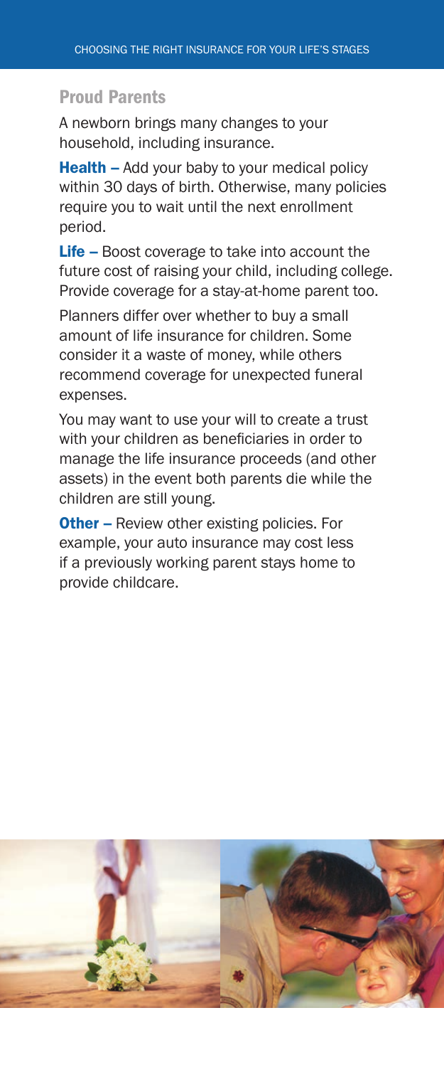## Proud Parents

A newborn brings many changes to your household, including insurance.

**Health –** Add your baby to your medical policy within 30 days of birth. Otherwise, many policies require you to wait until the next enrollment period.

**Life –** Boost coverage to take into account the future cost of raising your child, including college. Provide coverage for a stay-at-home parent too.

Planners differ over whether to buy a small amount of life insurance for children. Some consider it a waste of money, while others recommend coverage for unexpected funeral expenses.

You may want to use your will to create a trust with your children as beneficiaries in order to manage the life insurance proceeds (and other assets) in the event both parents die while the children are still young.

**Other –** Review other existing policies. For example, your auto insurance may cost less if a previously working parent stays home to provide childcare.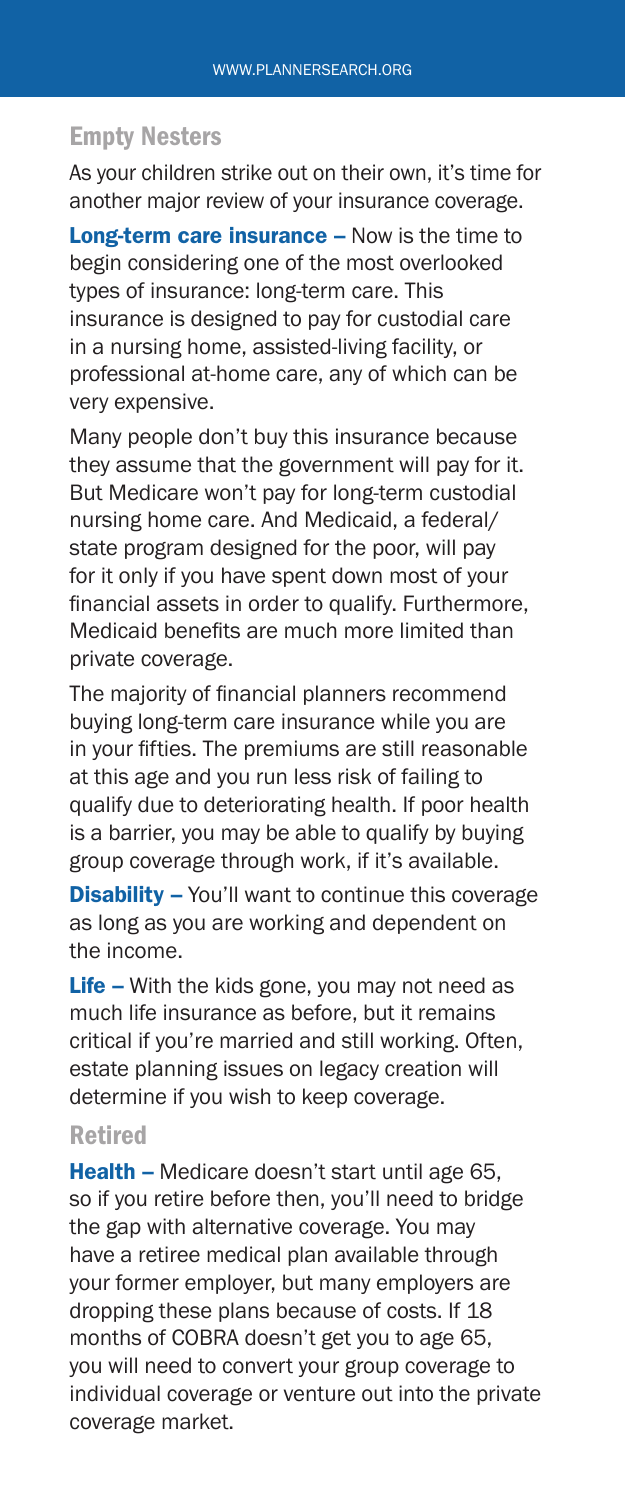## Empty Nesters

As your children strike out on their own, it's time for another major review of your insurance coverage.

**Long-term care insurance –** Now is the time to begin considering one of the most overlooked types of insurance: long-term care. This insurance is designed to pay for custodial care in a nursing home, assisted-living facility, or professional at-home care, any of which can be very expensive.

Many people don't buy this insurance because they assume that the government will pay for it. But Medicare won't pay for long-term custodial nursing home care. And Medicaid, a federal/ state program designed for the poor, will pay for it only if you have spent down most of your financial assets in order to qualify. Furthermore, Medicaid benefits are much more limited than private coverage.

The majority of financial planners recommend buying long-term care insurance while you are in your fifties. The premiums are still reasonable at this age and you run less risk of failing to qualify due to deteriorating health. If poor health is a barrier, you may be able to qualify by buying group coverage through work, if it's available.

**Disability –** You'll want to continue this coverage as long as you are working and dependent on the income.

**Life –** With the kids gone, you may not need as much life insurance as before, but it remains critical if you're married and still working. Often, estate planning issues on legacy creation will determine if you wish to keep coverage.

## Retired

**Health –** Medicare doesn't start until age 65, so if you retire before then, you'll need to bridge the gap with alternative coverage. You may have a retiree medical plan available through your former employer, but many employers are dropping these plans because of costs. If 18 months of COBRA doesn't get you to age 65, you will need to convert your group coverage to individual coverage or venture out into the private coverage market.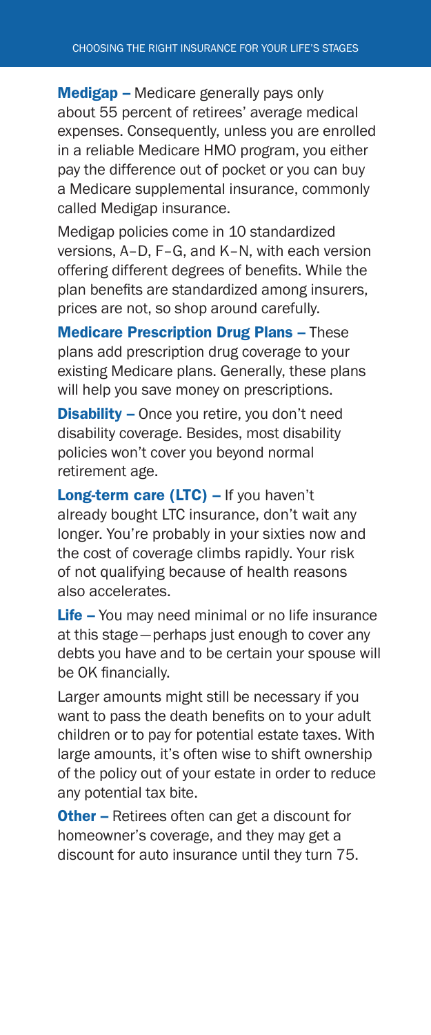**Medigap –** Medicare generally pays only about 55 percent of retirees' average medical expenses. Consequently, unless you are enrolled in a reliable Medicare HMO program, you either pay the difference out of pocket or you can buy a Medicare supplemental insurance, commonly called Medigap insurance.

Medigap policies come in 10 standardized versions, A–D, F–G, and K–N, with each version offering different degrees of benefits. While the plan benefits are standardized among insurers, prices are not, so shop around carefully.

**Medicare Prescription Drug Plans –** These plans add prescription drug coverage to your existing Medicare plans. Generally, these plans will help you save money on prescriptions.

**Disability –** Once you retire, you don't need disability coverage. Besides, most disability policies won't cover you beyond normal retirement age.

**Long-term care (LTC) –** If you haven't already bought LTC insurance, don't wait any longer. You're probably in your sixties now and the cost of coverage climbs rapidly. Your risk of not qualifying because of health reasons also accelerates.

**Life –** You may need minimal or no life insurance at this stage—perhaps just enough to cover any debts you have and to be certain your spouse will be OK financially.

Larger amounts might still be necessary if you want to pass the death benefits on to your adult children or to pay for potential estate taxes. With large amounts, it's often wise to shift ownership of the policy out of your estate in order to reduce any potential tax bite.

**Other –** Retirees often can get a discount for homeowner's coverage, and they may get a discount for auto insurance until they turn 75.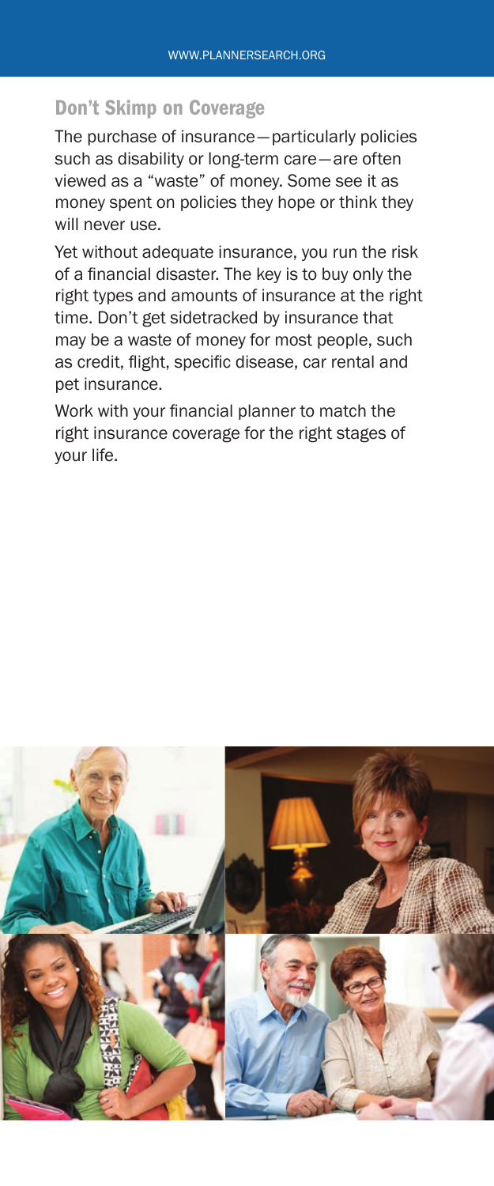## Don't Skimp on Coverage

The purchase of insurance—particularly policies such as disability or long-term care—are often viewed as a "waste" of money. Some see it as money spent on policies they hope or think they will never use.

Yet without adequate insurance, you run the risk of a financial disaster. The key is to buy only the right types and amounts of insurance at the right time. Don't get sidetracked by insurance that may be a waste of money for most people, such as credit, flight, specific disease, car rental and pet insurance.

Work with your financial planner to match the right insurance coverage for the right stages of your life.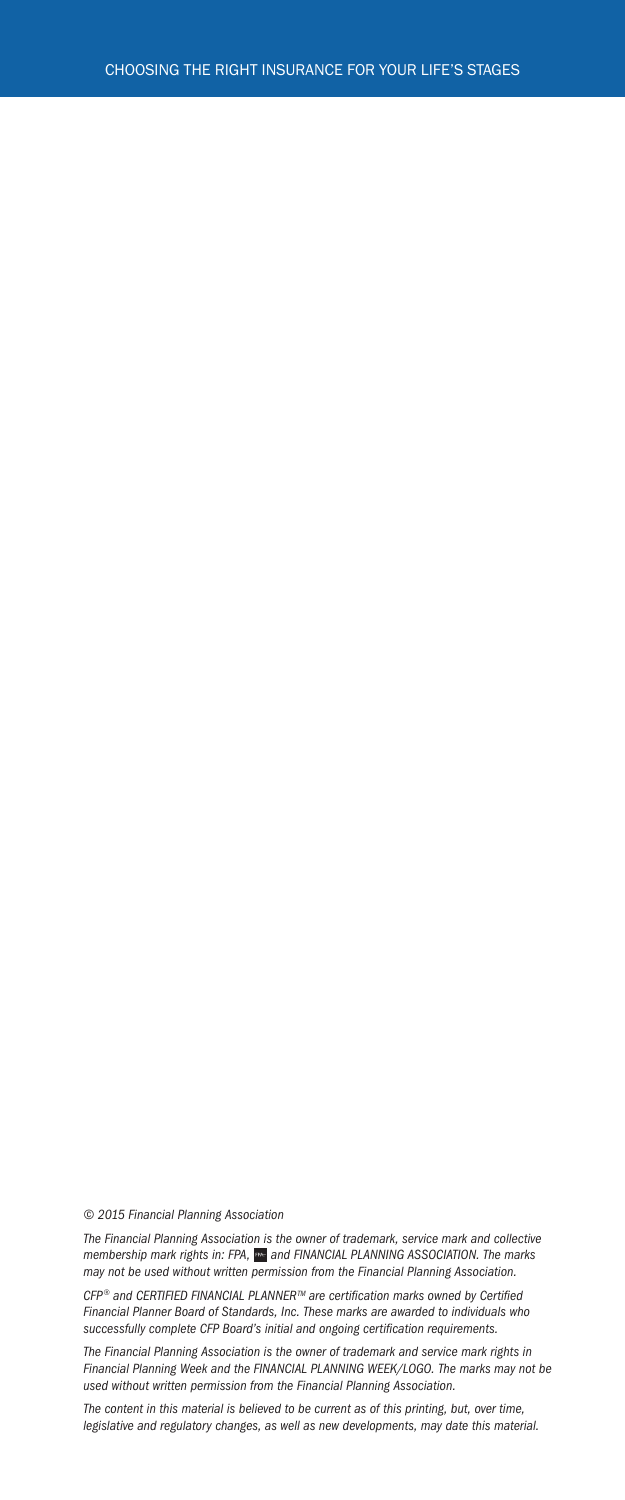© 2015 Financial Planning Association

*The Financial Planning Association is the owner of trademark, service mark and collective membership mark rights in: FPA, and FINANCIAL PLANNING ASSOCIATION. The marks may not be used without written permission from the Financial Planning Association.*

*CFP® and CERTIFIED FINANCIAL PLANNER™ are certification marks owned by Certified Financial Planner Board of Standards, Inc. These marks are awarded to individuals who successfully complete CFP Board's initial and ongoing certification requirements.*

*The Financial Planning Association is the owner of trademark and service mark rights in Financial Planning Week and the FINANCIAL PLANNING WEEK/LOGO. The marks may not be used without written permission from the Financial Planning Association.*

*The content in this material is believed to be current as of this printing, but, over time, legislative and regulatory changes, as well as new developments, may date this material.*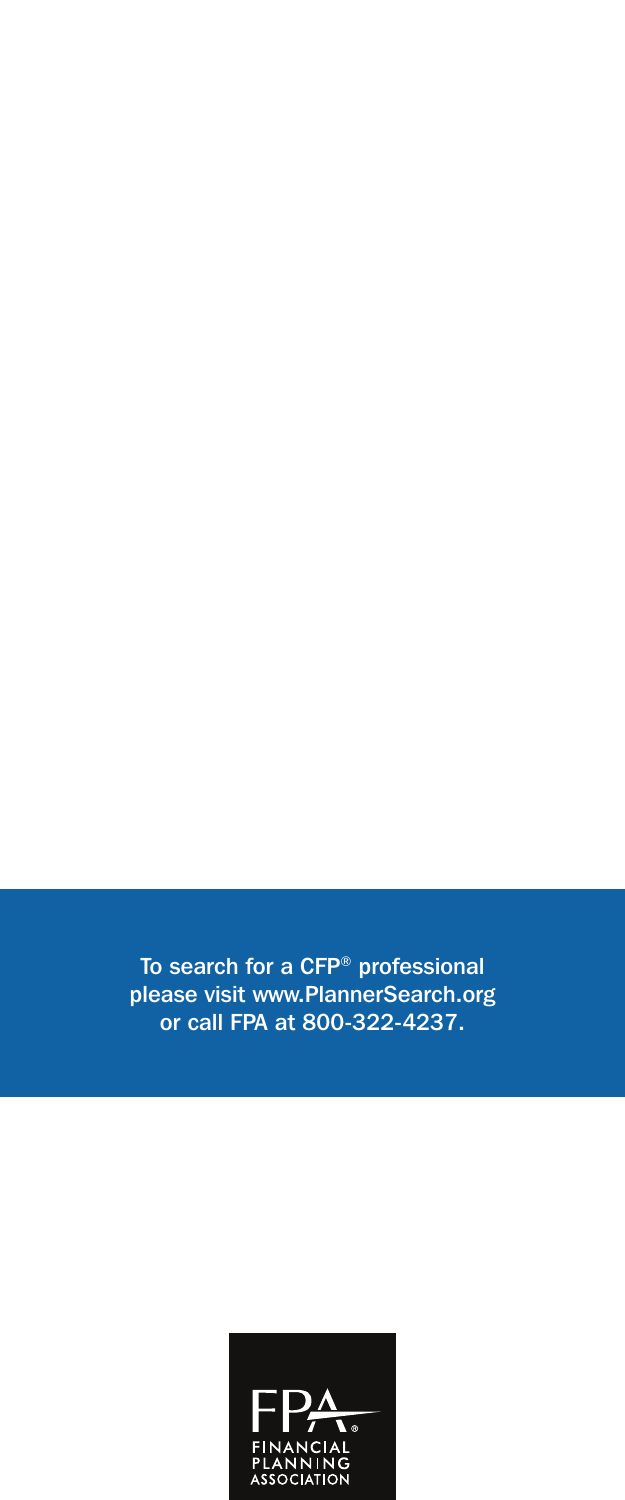To search for a CFP® professional please visit www.PlannerSearch.org or call FPA at 800-322-4237.

FPA

FINANCIAL PLANNING ASSOCIATION